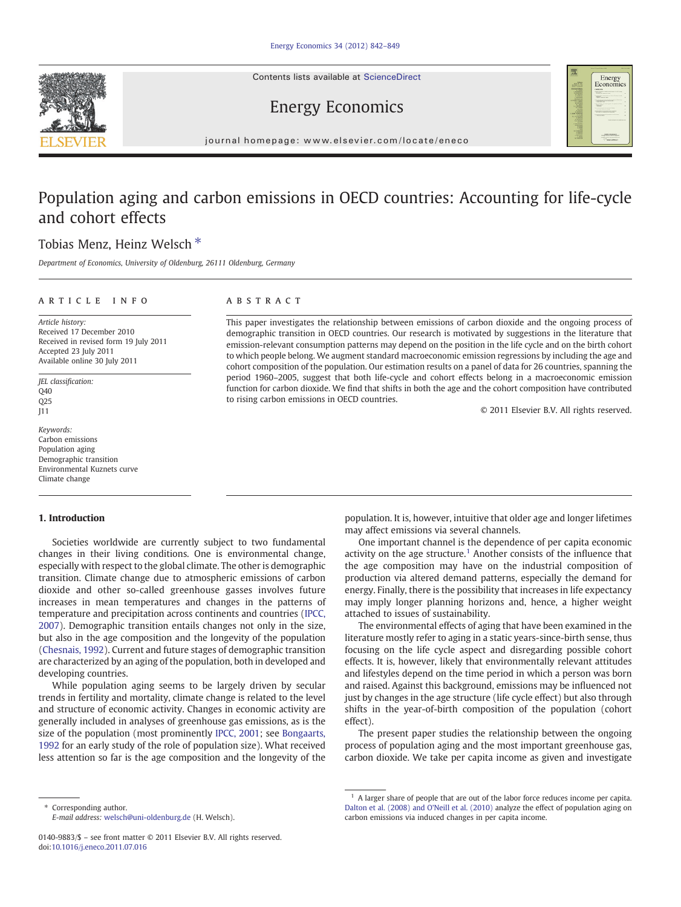# Population aging and carbon emissions in OECD countries: Accounting for life-cycle and cohort effects

Tobias Menz, Heinz Welsch *

*Department of Economics, University of Oldenburg, 26111 Oldenburg, Germany*

## ARTICLE INFO

*Article history:*
Received 17 December 2010
Received in revised form 19 July 2011
Accepted 23 July 2011
Available online 30 July 2011

*JEL classification:*
Q40
Q25
J11

*Keywords:*
Carbon emissions
Population aging
Demographic transition
Environmental Kuznets curve
Climate change

## ABSTRACT

This paper investigates the relationship between emissions of carbon dioxide and the ongoing process of demographic transition in OECD countries. Our research is motivated by suggestions in the literature that emission-relevant consumption patterns may depend on the position in the life cycle and on the birth cohort to which people belong. We augment standard macroeconomic emission regressions by including the age and cohort composition of the population. Our estimation results on a panel of data for 26 countries, spanning the period 1960–2005, suggest that both life-cycle and cohort effects belong in a macroeconomic emission function for carbon dioxide. We find that shifts in both the age and the cohort composition have contributed to rising carbon emissions in OECD countries.

© 2011 Elsevier B.V. All rights reserved.

## 1. Introduction

Societies worldwide are currently subject to two fundamental changes in their living conditions. One is environmental change, especially with respect to the global climate. The other is demographic transition. Climate change due to atmospheric emissions of carbon dioxide and other so-called greenhouse gasses involves future increases in mean temperatures and changes in the patterns of temperature and precipitation across continents and countries (IPCC, 2007). Demographic transition entails changes not only in the size, but also in the age composition and the longevity of the population (Chesnais, 1992). Current and future stages of demographic transition are characterized by an aging of the population, both in developed and developing countries.

While population aging seems to be largely driven by secular trends in fertility and mortality, climate change is related to the level and structure of economic activity. Changes in economic activity are generally included in analyses of greenhouse gas emissions, as is the size of the population (most prominently IPCC, 2001; see Bongaarts, 1992 for an early study of the role of population size). What received less attention so far is the age composition and the longevity of the population. It is, however, intuitive that older age and longer lifetimes may affect emissions via several channels.

One important channel is the dependence of per capita economic activity on the age structure.[1] Another consists of the influence that the age composition may have on the industrial composition of production via altered demand patterns, especially the demand for energy. Finally, there is the possibility that increases in life expectancy may imply longer planning horizons and, hence, a higher weight attached to issues of sustainability.

The environmental effects of aging that have been examined in the literature mostly refer to aging in a static years-since-birth sense, thus focusing on the life cycle aspect and disregarding possible cohort effects. It is, however, likely that environmentally relevant attitudes and lifestyles depend on the time period in which a person was born and raised. Against this background, emissions may be influenced not just by changes in the age structure (life cycle effect) but also through shifts in the year-of-birth composition of the population (cohort effect).

The present paper studies the relationship between the ongoing process of population aging and the most important greenhouse gas, carbon dioxide. We take per capita income as given and investigate

---

* Corresponding author.
E-mail address: welsch@uni-oldenburg.de (H. Welsch).

[1] A larger share of people that are out of the labor force reduces income per capita. Dalton et al. (2008) and O'Neill et al. (2010) analyze the effect of population aging on carbon emissions via induced changes in per capita income.

0140-9883/$ – see front matter © 2011 Elsevier B.V. All rights reserved.
doi:10.1016/j.eneco.2011.07.016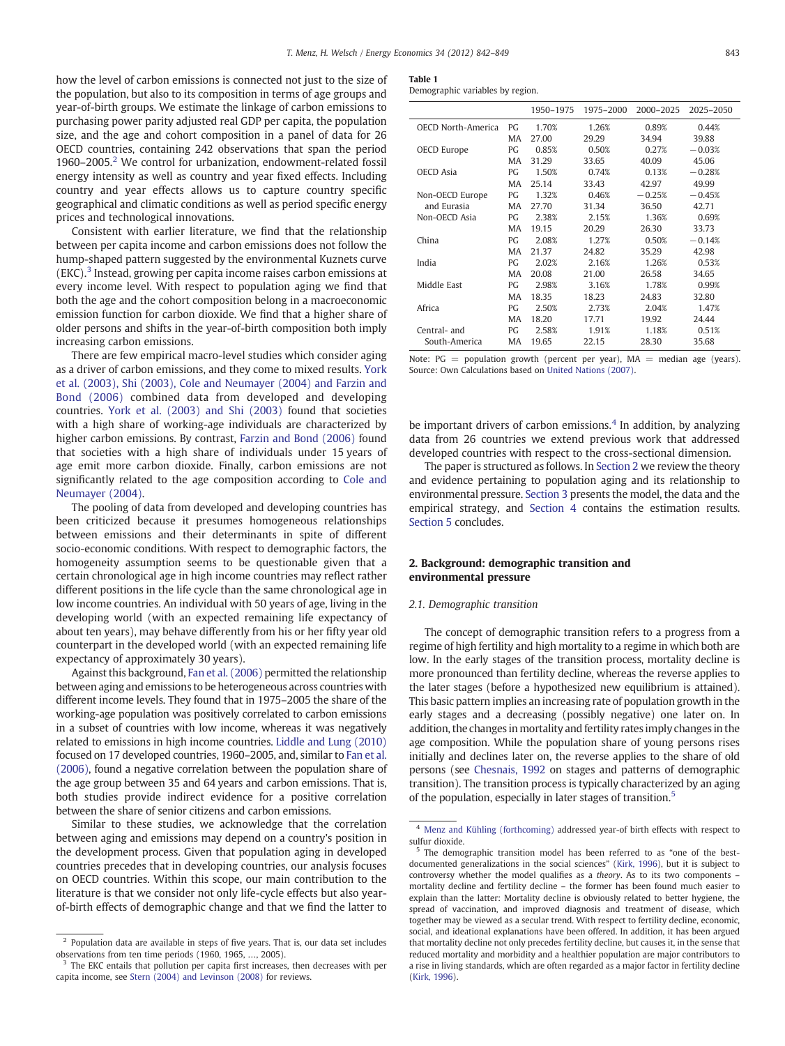how the level of carbon emissions is connected not just to the size of the population, but also to its composition in terms of age groups and year-of-birth groups. We estimate the linkage of carbon emissions to purchasing power parity adjusted real GDP per capita, the population size, and the age and cohort composition in a panel of data for 26 OECD countries, containing 242 observations that span the period 1960–2005.[2] We control for urbanization, endowment-related fossil energy intensity as well as country and year fixed effects. Including country and year effects allows us to capture country specific geographical and climatic conditions as well as period specific energy prices and technological innovations.

Consistent with earlier literature, we find that the relationship between per capita income and carbon emissions does not follow the hump-shaped pattern suggested by the environmental Kuznets curve (EKC).[3] Instead, growing per capita income raises carbon emissions at every income level. With respect to population aging we find that both the age and the cohort composition belong in a macroeconomic emission function for carbon dioxide. We find that a higher share of older persons and shifts in the year-of-birth composition both imply increasing carbon emissions.

There are few empirical macro-level studies which consider aging as a driver of carbon emissions, and they come to mixed results. York et al. (2003), Shi (2003), Cole and Neumayer (2004) and Farzin and Bond (2006) combined data from developed and developing countries. York et al. (2003) and Shi (2003) found that societies with a high share of working-age individuals are characterized by higher carbon emissions. By contrast, Farzin and Bond (2006) found that societies with a high share of individuals under 15 years of age emit more carbon dioxide. Finally, carbon emissions are not significantly related to the age composition according to Cole and Neumayer (2004).

The pooling of data from developed and developing countries has been criticized because it presumes homogeneous relationships between emissions and their determinants in spite of different socio-economic conditions. With respect to demographic factors, the homogeneity assumption seems to be questionable given that a certain chronological age in high income countries may reflect rather different positions in the life cycle than the same chronological age in low income countries. An individual with 50 years of age, living in the developing world (with an expected remaining life expectancy of about ten years), may behave differently from his or her fifty year old counterpart in the developed world (with an expected remaining life expectancy of approximately 30 years).

Against this background, Fan et al. (2006) permitted the relationship between aging and emissions to be heterogeneous across countries with different income levels. They found that in 1975–2005 the share of the working-age population was positively correlated to carbon emissions in a subset of countries with low income, whereas it was negatively related to emissions in high income countries. Liddle and Lung (2010) focused on 17 developed countries, 1960–2005, and, similar to Fan et al. (2006), found a negative correlation between the population share of the age group between 35 and 64 years and carbon emissions. That is, both studies provide indirect evidence for a positive correlation between the share of senior citizens and carbon emissions.

Similar to these studies, we acknowledge that the correlation between aging and emissions may depend on a country's position in the development process. Given that population aging in developed countries precedes that in developing countries, our analysis focuses on OECD countries. Within this scope, our main contribution to the literature is that we consider not only life-cycle effects but also year-of-birth effects of demographic change and that we find the latter to be important drivers of carbon emissions.[4] In addition, by analyzing data from 26 countries we extend previous work that addressed developed countries with respect to the cross-sectional dimension.

The paper is structured as follows. In Section 2 we review the theory and evidence pertaining to population aging and its relationship to environmental pressure. Section 3 presents the model, the data and the empirical strategy, and Section 4 contains the estimation results. Section 5 concludes.

**Table 1**
Demographic variables by region.

| | | 1950–1975 | 1975–2000 | 2000–2025 | 2025–2050 |
|---|---|---|---|---|---|
| OECD North-America | PG | 1.70% | 1.26% | 0.89% | 0.44% |
| | MA | 27.00 | 29.29 | 34.94 | 39.88 |
| OECD Europe | PG | 0.85% | 0.50% | 0.27% | −0.03% |
| | MA | 31.29 | 33.65 | 40.09 | 45.06 |
| OECD Asia | PG | 1.50% | 0.74% | 0.13% | −0.28% |
| | MA | 25.14 | 33.43 | 42.97 | 49.99 |
| Non-OECD Europe and Eurasia | PG | 1.32% | 0.46% | −0.25% | −0.45% |
| | MA | 27.70 | 31.34 | 36.50 | 42.71 |
| Non-OECD Asia | PG | 2.38% | 2.15% | 1.36% | 0.69% |
| | MA | 19.15 | 20.29 | 26.30 | 33.73 |
| China | PG | 2.08% | 1.27% | 0.50% | −0.14% |
| | MA | 21.37 | 24.82 | 35.29 | 42.98 |
| India | PG | 2.02% | 2.16% | 1.26% | 0.53% |
| | MA | 20.08 | 21.00 | 26.58 | 34.65 |
| Middle East | PG | 2.98% | 3.16% | 1.78% | 0.99% |
| | MA | 18.35 | 18.23 | 24.83 | 32.80 |
| Africa | PG | 2.50% | 2.73% | 2.04% | 1.47% |
| | MA | 18.20 | 17.71 | 19.92 | 24.44 |
| Central- and South-America | PG | 2.58% | 1.91% | 1.18% | 0.51% |
| | MA | 19.65 | 22.15 | 28.30 | 35.68 |

Note: PG = population growth (percent per year), MA = median age (years). Source: Own Calculations based on United Nations (2007).

## 2. Background: demographic transition and environmental pressure

### 2.1. Demographic transition

The concept of demographic transition refers to a progress from a regime of high fertility and high mortality to a regime in which both are low. In the early stages of the transition process, mortality decline is more pronounced than fertility decline, whereas the reverse applies to the later stages (before a hypothesized new equilibrium is attained). This basic pattern implies an increasing rate of population growth in the early stages and a decreasing (possibly negative) one later on. In addition, the changes in mortality and fertility rates imply changes in the age composition. While the population share of young persons rises initially and declines later on, the reverse applies to the share of old persons (see Chesnais, 1992 on stages and patterns of demographic transition). The transition process is typically characterized by an aging of the population, especially in later stages of transition.[5]

---

[2] Population data are available in steps of five years. That is, our data set includes observations from ten time periods (1960, 1965, …, 2005).

[3] The EKC entails that pollution per capita first increases, then decreases with per capita income, see Stern (2004) and Levinson (2008) for reviews.

[4] Menz and Kühling (forthcoming) addressed year-of birth effects with respect to sulfur dioxide.

[5] The demographic transition model has been referred to as "one of the best-documented generalizations in the social sciences" (Kirk, 1996), but it is subject to controversy whether the model qualifies as a *theory*. As to its two components – mortality decline and fertility decline – the former has been found much easier to explain than the latter: Mortality decline is obviously related to better hygiene, the spread of vaccination, and improved diagnosis and treatment of disease, which together may be viewed as a secular trend. With respect to fertility decline, economic, social, and ideational explanations have been offered. In addition, it has been argued that mortality decline not only precedes fertility decline, but causes it, in the sense that reduced mortality and morbidity and a healthier population are major contributors to a rise in living standards, which are often regarded as a major factor in fertility decline (Kirk, 1996).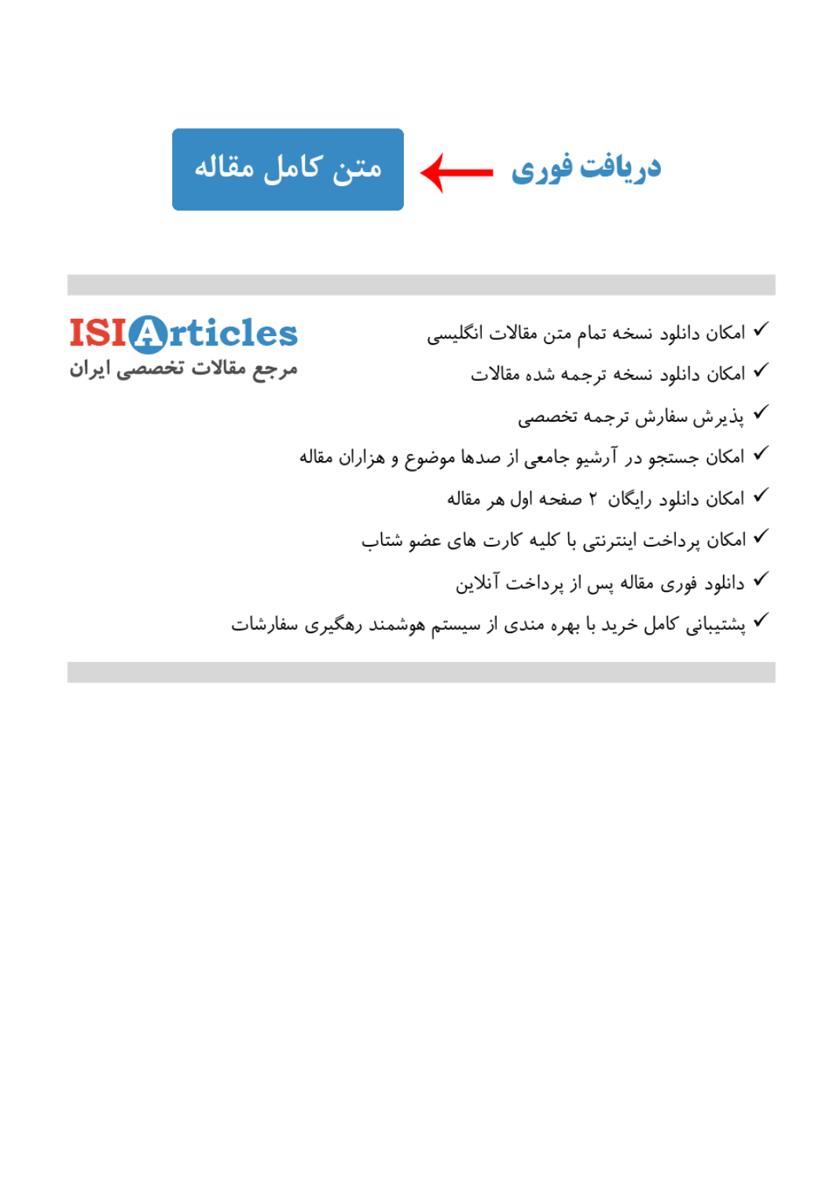دریافت فوری ← متن کامل مقاله

ISIArticles
مرجع مقالات تخصصی ایران

- ✓ امکان دانلود نسخه تمام متن مقالات انگلیسی
- ✓ امکان دانلود نسخه ترجمه شده مقالات
- ✓ پذیرش سفارش ترجمه تخصصی
- ✓ امکان جستجو در آرشیو جامعی از صدها موضوع و هزاران مقاله
- ✓ امکان دانلود رایگان ۲ صفحه اول هر مقاله
- ✓ امکان پرداخت اینترنتی با کلیه کارت های عضو شتاب
- ✓ دانلود فوری مقاله پس از پرداخت آنلاین
- ✓ پشتیبانی کامل خرید با بهره مندی از سیستم هوشمند رهگیری سفارشات